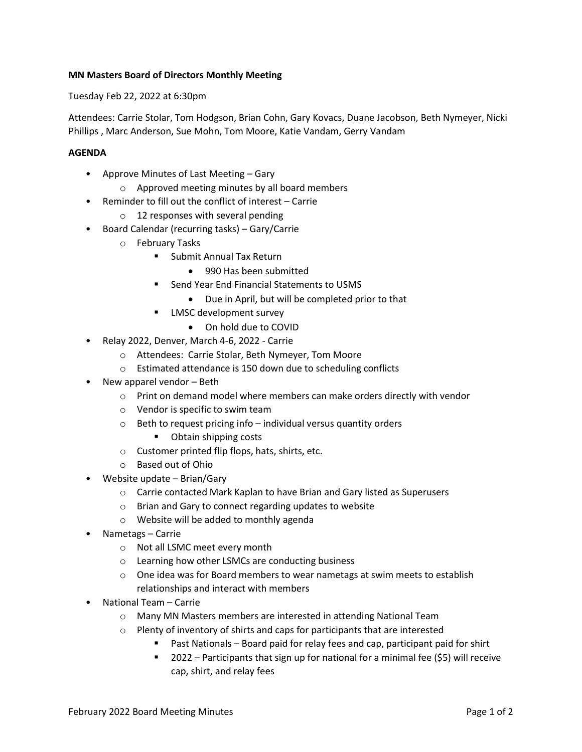**MN Masters Board of Directors Monthly Meeting**

Tuesday Feb 22, 2022 at 6:30pm

Attendees: Carrie Stolar, Tom Hodgson, Brian Cohn, Gary Kovacs, Duane Jacobson, Beth Nymeyer, Nicki Phillips , Marc Anderson, Sue Mohn, Tom Moore, Katie Vandam, Gerry Vandam

**AGENDA**

- Approve Minutes of Last Meeting – Gary
  - Approved meeting minutes by all board members
- Reminder to fill out the conflict of interest – Carrie
  - 12 responses with several pending
- Board Calendar (recurring tasks) – Gary/Carrie
  - February Tasks
    - Submit Annual Tax Return
      - 990 Has been submitted
    - Send Year End Financial Statements to USMS
      - Due in April, but will be completed prior to that
    - LMSC development survey
      - On hold due to COVID
- Relay 2022, Denver, March 4-6, 2022 - Carrie
  - Attendees: Carrie Stolar, Beth Nymeyer, Tom Moore
  - Estimated attendance is 150 down due to scheduling conflicts
- New apparel vendor – Beth
  - Print on demand model where members can make orders directly with vendor
  - Vendor is specific to swim team
  - Beth to request pricing info – individual versus quantity orders
    - Obtain shipping costs
  - Customer printed flip flops, hats, shirts, etc.
  - Based out of Ohio
- Website update – Brian/Gary
  - Carrie contacted Mark Kaplan to have Brian and Gary listed as Superusers
  - Brian and Gary to connect regarding updates to website
  - Website will be added to monthly agenda
- Nametags – Carrie
  - Not all LSMC meet every month
  - Learning how other LSMCs are conducting business
  - One idea was for Board members to wear nametags at swim meets to establish relationships and interact with members
- National Team – Carrie
  - Many MN Masters members are interested in attending National Team
  - Plenty of inventory of shirts and caps for participants that are interested
    - Past Nationals – Board paid for relay fees and cap, participant paid for shirt
    - 2022 – Participants that sign up for national for a minimal fee ($5) will receive cap, shirt, and relay fees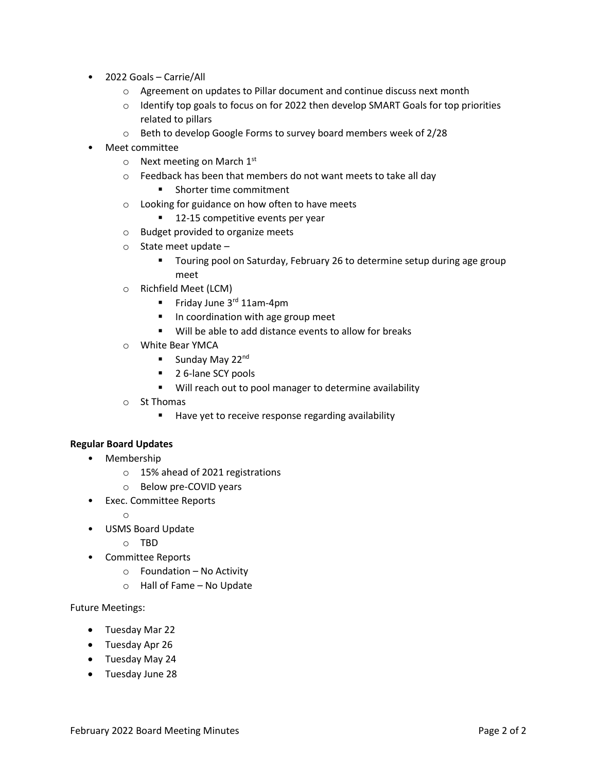- 2022 Goals – Carrie/All
  - Agreement on updates to Pillar document and continue discuss next month
  - Identify top goals to focus on for 2022 then develop SMART Goals for top priorities related to pillars
  - Beth to develop Google Forms to survey board members week of 2/28
- Meet committee
  - Next meeting on March 1st
  - Feedback has been that members do not want meets to take all day
    - Shorter time commitment
  - Looking for guidance on how often to have meets
    - 12-15 competitive events per year
  - Budget provided to organize meets
  - State meet update –
    - Touring pool on Saturday, February 26 to determine setup during age group meet
  - Richfield Meet (LCM)
    - Friday June 3rd 11am-4pm
    - In coordination with age group meet
    - Will be able to add distance events to allow for breaks
  - White Bear YMCA
    - Sunday May 22nd
    - 2 6-lane SCY pools
    - Will reach out to pool manager to determine availability
  - St Thomas
    - Have yet to receive response regarding availability

**Regular Board Updates**

- Membership
  - 15% ahead of 2021 registrations
  - Below pre-COVID years
- Exec. Committee Reports
  -
- USMS Board Update
  - TBD
- Committee Reports
  - Foundation – No Activity
  - Hall of Fame – No Update

Future Meetings:

- Tuesday Mar 22
- Tuesday Apr 26
- Tuesday May 24
- Tuesday June 28